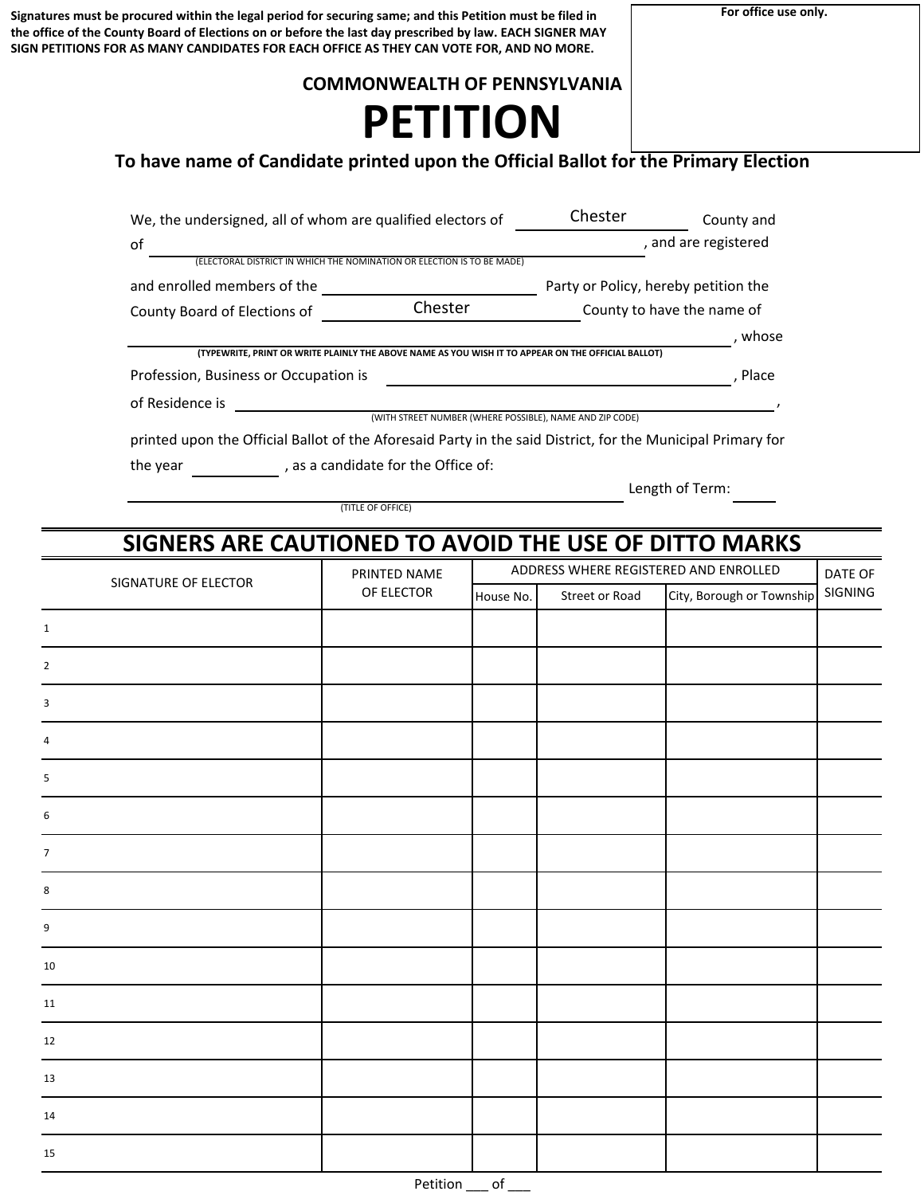**Signatures must be procured within the legal period for securing same; and this Petition must be filed in the office of the County Board of Elections on or before the last day prescribed by law. EACH SIGNER MAY SIGN PETITIONS FOR AS MANY CANDIDATES FOR EACH OFFICE AS THEY CAN VOTE FOR, AND NO MORE.**

**For office use only.**

**COMMONWEALTH OF PENNSYLVANIA**

# PETITION

## To have name of Candidate printed upon the Official Ballot for the Primary Election

We, the undersigned, all of whom are qualified electors of Chester County and of ______________________________ (ELECTORAL DISTRICT IN WHICH THE NOMINATION OR ELECTION IS TO BE MADE), and are registered and enrolled members of the ______________ Party or Policy, hereby petition the County Board of Elections of Chester County to have the name of ______________________________ (TYPEWRITE, PRINT OR WRITE PLAINLY THE ABOVE NAME AS YOU WISH IT TO APPEAR ON THE OFFICIAL BALLOT), whose Profession, Business or Occupation is ______________________________, Place of Residence is ______________________________ (WITH STREET NUMBER (WHERE POSSIBLE), NAME AND ZIP CODE), printed upon the Official Ballot of the Aforesaid Party in the said District, for the Municipal Primary for the year ________, as a candidate for the Office of:

______________________________ (TITLE OF OFFICE) Length of Term: ______

## SIGNERS ARE CAUTIONED TO AVOID THE USE OF DITTO MARKS

| | SIGNATURE OF ELECTOR | PRINTED NAME OF ELECTOR | ADDRESS WHERE REGISTERED AND ENROLLED | | | DATE OF SIGNING |
|---|---|---|---|---|---|---|
| | | | House No. | Street or Road | City, Borough or Township | |
| 1 | | | | | | |
| 2 | | | | | | |
| 3 | | | | | | |
| 4 | | | | | | |
| 5 | | | | | | |
| 6 | | | | | | |
| 7 | | | | | | |
| 8 | | | | | | |
| 9 | | | | | | |
| 10 | | | | | | |
| 11 | | | | | | |
| 12 | | | | | | |
| 13 | | | | | | |
| 14 | | | | | | |
| 15 | | | | | | |

Petition ___ of ___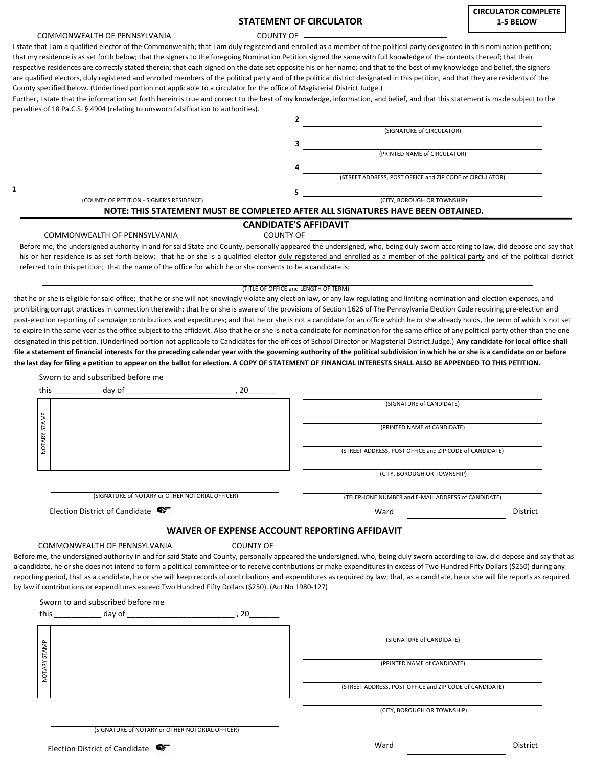**CIRCULATOR COMPLETE 1-5 BELOW**

## STATEMENT OF CIRCULATOR

COMMONWEALTH OF PENNSYLVANIA COUNTY OF ____________________

I state that I am a qualified elector of the Commonwealth; that I am duly registered and enrolled as a member of the political party designated in this nomination petition; that my residence is as set forth below; that the signers to the foregoing Nomination Petition signed the same with full knowledge of the contents thereof; that their respective residences are correctly stated therein; that each signed on the date set opposite his or her name; and that to the best of my knowledge and belief, the signers are qualified electors, duly registered and enrolled members of the political party and of the political district designated in this petition, and that they are residents of the County specified below. (Underlined portion not applicable to a circulator for the office of Magisterial District Judge.)

Further, I state that the information set forth herein is true and correct to the best of my knowledge, information, and belief, and that this statement is made subject to the penalties of 18 Pa.C.S. § 4904 (relating to unsworn falsification to authorities).

2 ____________________ (SIGNATURE of CIRCULATOR)

3 ____________________ (PRINTED NAME of CIRCULATOR)

4 ____________________ (STREET ADDRESS, POST OFFICE and ZIP CODE of CIRCULATOR)

1 ____________________ (COUNTY OF PETITION - SIGNER'S RESIDENCE)

5 ____________________ (CITY, BOROUGH OR TOWNSHIP)

**NOTE: THIS STATEMENT MUST BE COMPLETED AFTER ALL SIGNATURES HAVE BEEN OBTAINED.**

## CANDIDATE'S AFFIDAVIT

COMMONWEALTH OF PENNSYLVANIA COUNTY OF ____________________

Before me, the undersigned authority in and for said State and County, personally appeared the undersigned, who, being duly sworn according to law, did depose and say that his or her residence is as set forth below; that he or she is a qualified elector duly registered and enrolled as a member of the political party and of the political district referred to in this petition; that the name of the office for which he or she consents to be a candidate is:

____________________ (TITLE OF OFFICE and LENGTH OF TERM)

that he or she is eligible for said office; that he or she will not knowingly violate any election law, or any law regulating and limiting nomination and election expenses, and prohibiting corrupt practices in connection therewith; that he or she is aware of the provisions of Section 1626 of The Pennsylvania Election Code requiring pre-election and post-election reporting of campaign contributions and expeditures; and that he or she is not a candidate for an office which he or she already holds, the term of which is not set to expire in the same year as the office subject to the affidavit. Also that he or she is not a candidate for nomination for the same office of any political party other than the one designated in this petition. (Underlined portion not applicable to Candidates for the offices of School Director or Magisterial District Judge.) **Any candidate for local office shall file a statement of financial interests for the preceding calendar year with the governing authority of the political subdivision in which he or she is a candidate on or before the last day for filing a petition to appear on the ballot for election. A COPY OF STATEMENT OF FINANCIAL INTERESTS SHALL ALSO BE APPENDED TO THIS PETITION.**

Sworn to and subscribed before me

this ___________ day of _________________________ , 20_______

NOTARY STAMP

____________________ (SIGNATURE of CANDIDATE)

____________________ (PRINTED NAME of CANDIDATE)

____________________ (STREET ADDRESS, POST OFFICE and ZIP CODE of CANDIDATE)

____________________ (CITY, BOROUGH OR TOWNSHIP)

____________________ (SIGNATURE of NOTARY or OTHER NOTORIAL OFFICER)

____________________ (TELEPHONE NUMBER and E-MAIL ADDRESS of CANDIDATE)

Election District of Candidate ☛ ____________________ Ward ____________________ District

## WAIVER OF EXPENSE ACCOUNT REPORTING AFFIDAVIT

COMMONWEALTH OF PENNSYLVANIA COUNTY OF ____________________

Before me, the undersigned authority in and for said State and County, personally appeared the undersigned, who, being duly sworn according to law, did depose and say that as a candidate, he or she does not intend to form a political committee or to receive contributions or make expenditures in excess of Two Hundred Fifty Dollars ($250) during any reporting period, that as a candidate, he or she will keep records of contributions and expenditures as required by law; that, as a canditate, he or she will file reports as required by law if contributions or expenditures exceed Two Hundred Fifty Dollars ($250). (Act No 1980-127)

Sworn to and subscribed before me

this ___________ day of _________________________ , 20_______

NOTARY STAMP

____________________ (SIGNATURE of CANDIDATE)

____________________ (PRINTED NAME of CANDIDATE)

____________________ (STREET ADDRESS, POST OFFICE and ZIP CODE of CANDIDATE)

____________________ (CITY, BOROUGH OR TOWNSHIP)

____________________ (SIGNATURE of NOTARY or OTHER NOTORIAL OFFICER)

Election District of Candidate ☛ ____________________ Ward ____________________ District